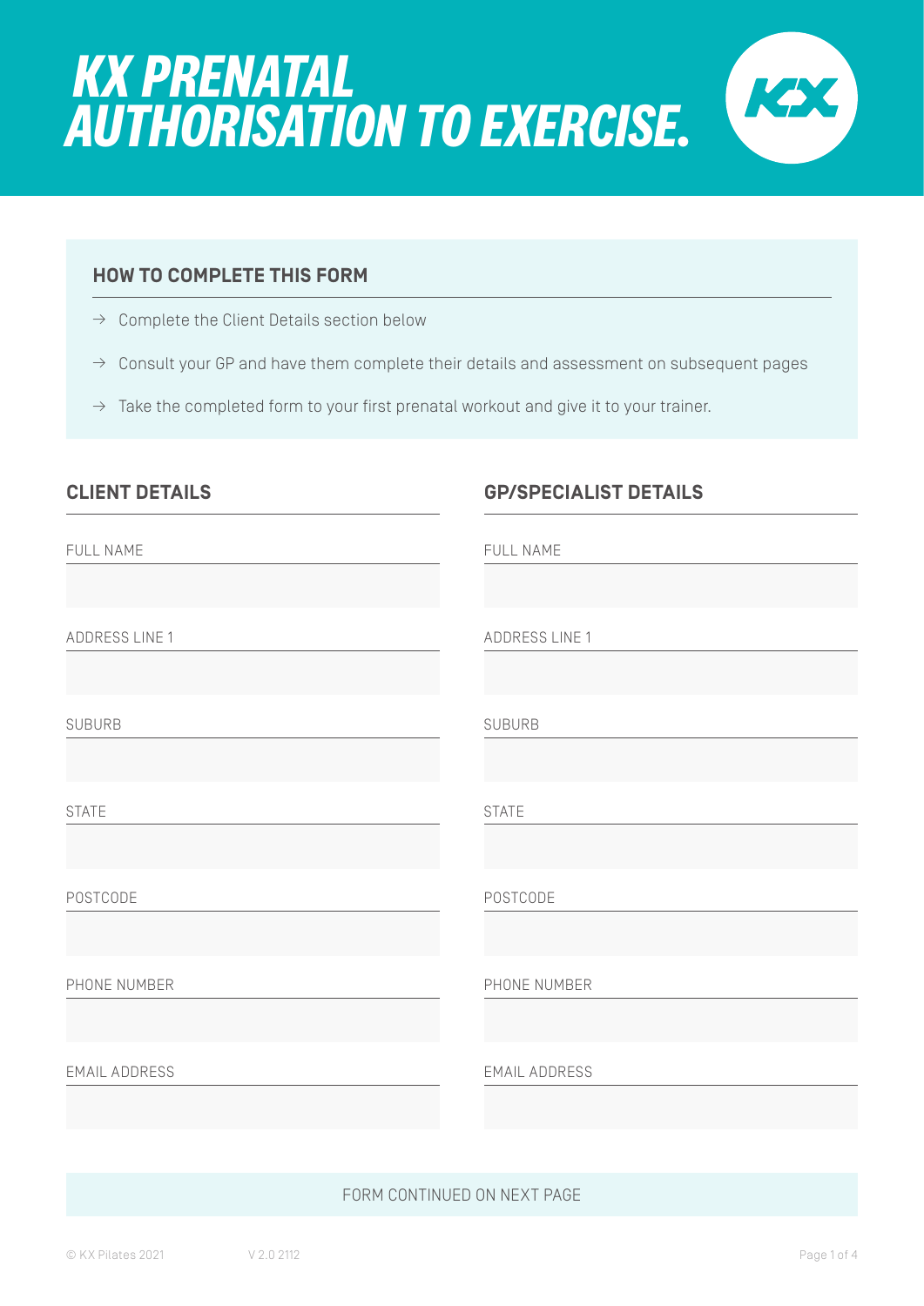# KX PRENATAL AUTHORISATION TO EXERCISE.

## HOW TO COMPLETE THIS FORM

- → Complete the Client Details section below
- → Consult your GP and have them complete their details and assessment on subsequent pages
- → Take the completed form to your first prenatal workout and give it to your trainer.

## CLIENT DETAILS

FULL NAME

ADDRESS LINE 1

SUBURB

STATE

POSTCODE

PHONE NUMBER

EMAIL ADDRESS

## GP/SPECIALIST DETAILS

FULL NAME

ADDRESS LINE 1

SUBURB

STATE

POSTCODE

PHONE NUMBER

EMAIL ADDRESS

FORM CONTINUED ON NEXT PAGE

© KX Pilates 2021 V 2.0 2112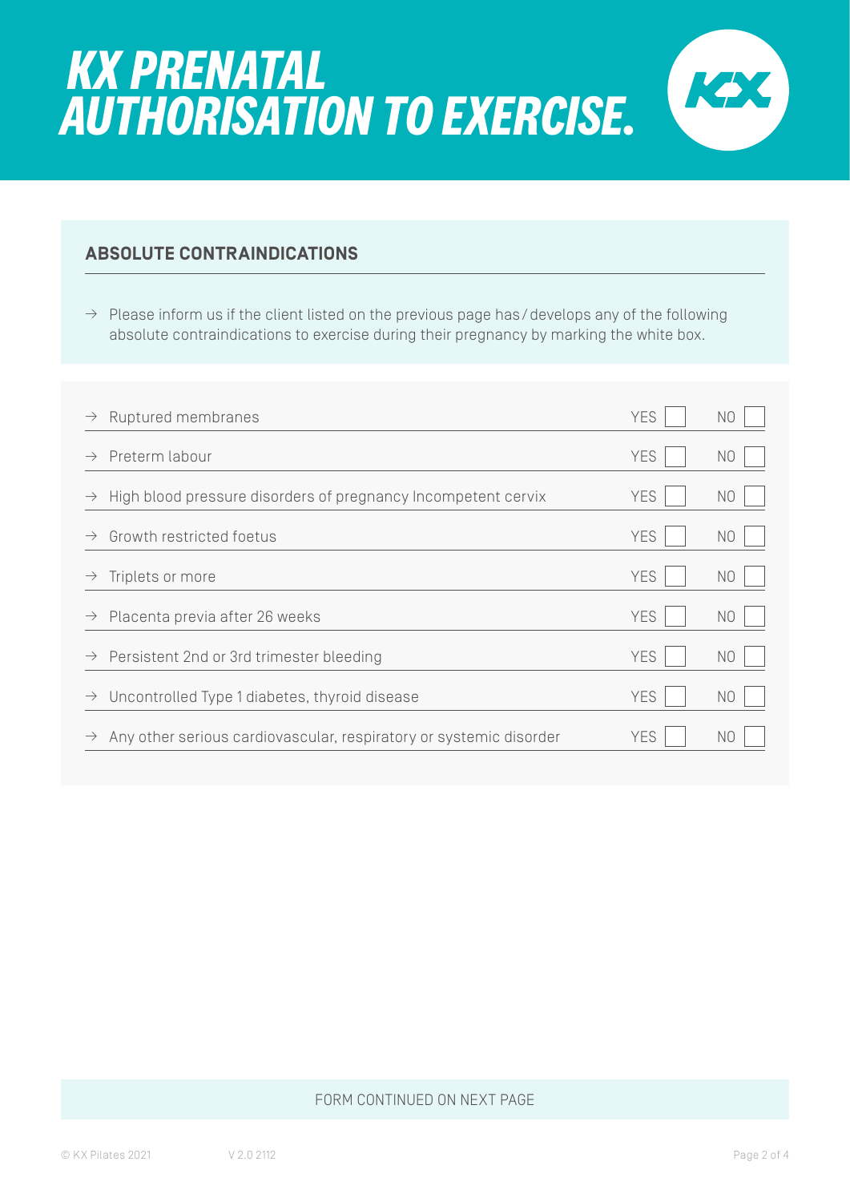# KX PRENATAL AUTHORISATION TO EXERCISE.

## ABSOLUTE CONTRAINDICATIONS

→ Please inform us if the client listed on the previous page has / develops any of the following absolute contraindications to exercise during their pregnancy by marking the white box.

| Condition | YES | NO |
|---|---|---|
| → Ruptured membranes | ☐ | ☐ |
| → Preterm labour | ☐ | ☐ |
| → High blood pressure disorders of pregnancy Incompetent cervix | ☐ | ☐ |
| → Growth restricted foetus | ☐ | ☐ |
| → Triplets or more | ☐ | ☐ |
| → Placenta previa after 26 weeks | ☐ | ☐ |
| → Persistent 2nd or 3rd trimester bleeding | ☐ | ☐ |
| → Uncontrolled Type 1 diabetes, thyroid disease | ☐ | ☐ |
| → Any other serious cardiovascular, respiratory or systemic disorder | ☐ | ☐ |

FORM CONTINUED ON NEXT PAGE

© KX Pilates 2021 V 2.0 2112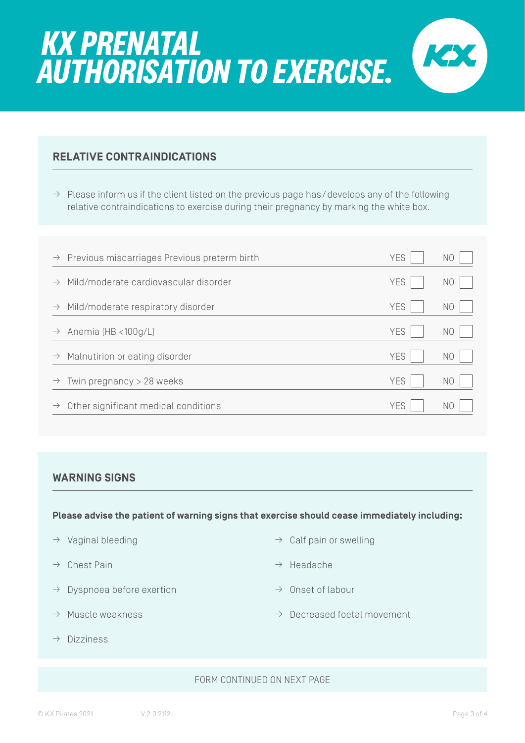# KX PRENATAL AUTHORISATION TO EXERCISE.

## RELATIVE CONTRAINDICATIONS

→ Please inform us if the client listed on the previous page has / develops any of the following relative contraindications to exercise during their pregnancy by marking the white box.

| | | |
|---|---|---|
| → Previous miscarriages Previous preterm birth | YES ☐ | NO ☐ |
| → Mild/moderate cardiovascular disorder | YES ☐ | NO ☐ |
| → Mild/moderate respiratory disorder | YES ☐ | NO ☐ |
| → Anemia (HB <100g/L) | YES ☐ | NO ☐ |
| → Malnutirion or eating disorder | YES ☐ | NO ☐ |
| → Twin pregnancy > 28 weeks | YES ☐ | NO ☐ |
| → Other significant medical conditions | YES ☐ | NO ☐ |

## WARNING SIGNS

**Please advise the patient of warning signs that exercise should cease immediately including:**

- → Vaginal bleeding
- → Chest Pain
- → Dyspnoea before exertion
- → Muscle weakness
- → Dizziness
- → Calf pain or swelling
- → Headache
- → Onset of labour
- → Decreased foetal movement

FORM CONTINUED ON NEXT PAGE

© KX Pilates 2021 V 2.0 2112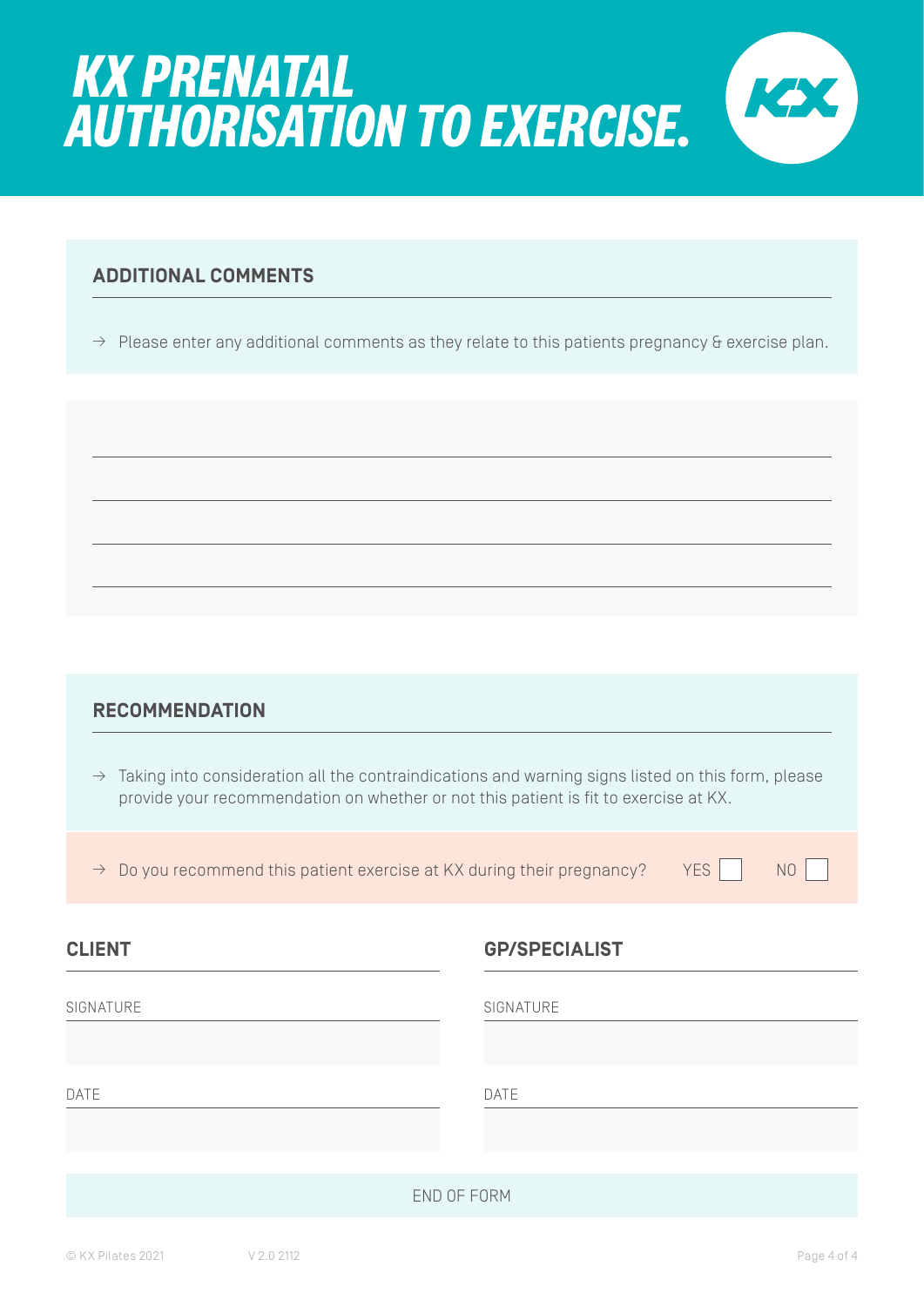# KX PRENATAL AUTHORISATION TO EXERCISE.

## ADDITIONAL COMMENTS

→ Please enter any additional comments as they relate to this patients pregnancy & exercise plan.

## RECOMMENDATION

→ Taking into consideration all the contraindications and warning signs listed on this form, please provide your recommendation on whether or not this patient is fit to exercise at KX.

→ Do you recommend this patient exercise at KX during their pregnancy? YES ☐ NO ☐

### CLIENT

SIGNATURE

DATE

### GP/SPECIALIST

SIGNATURE

DATE

END OF FORM

© KX Pilates 2021 V 2.0 2112